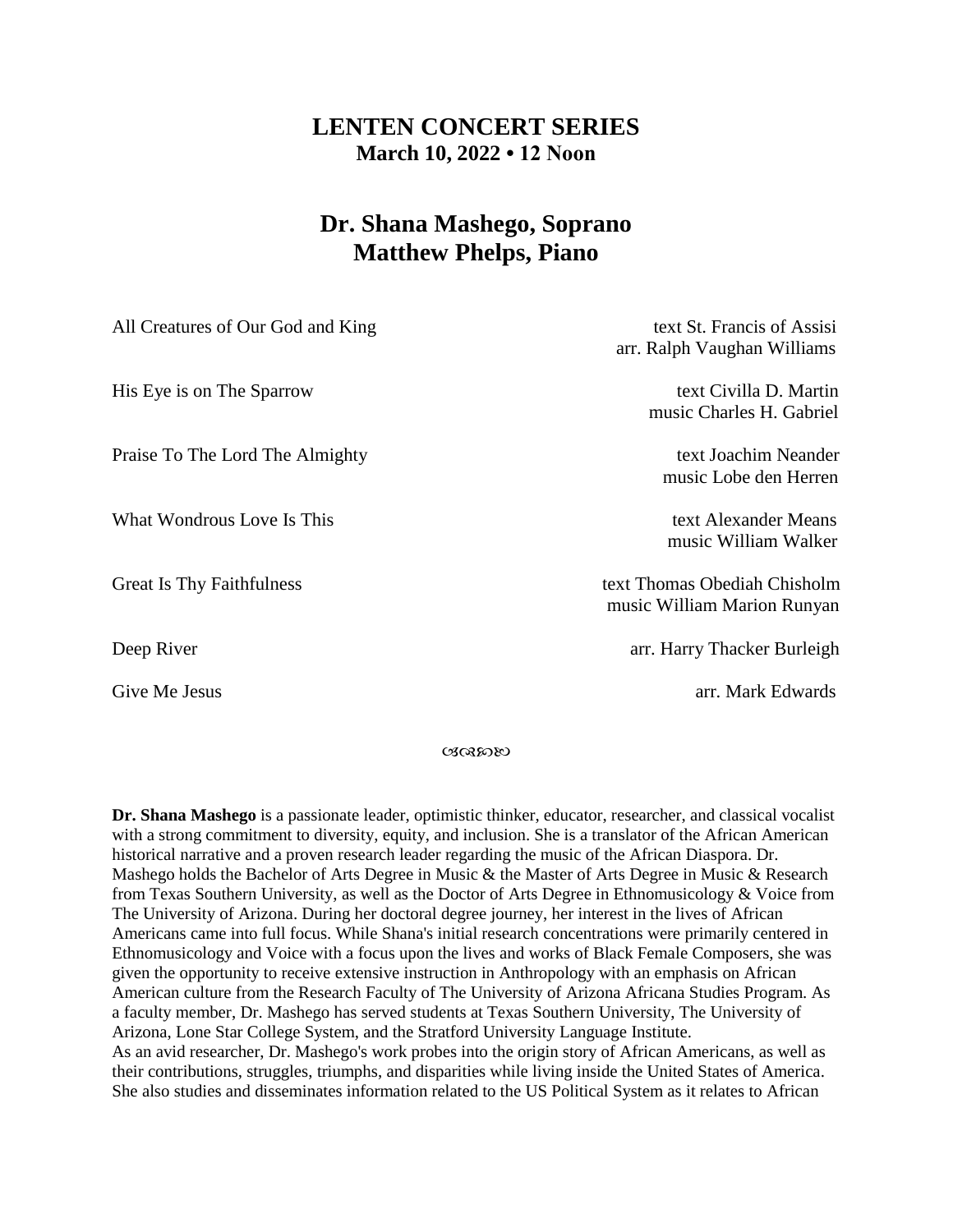# LENTEN CONCERT SERIES

**March 10, 2022 • 12 Noon**

## Dr. Shana Mashego, Soprano
## Matthew Phelps, Piano

| | |
|---|---|
| All Creatures of Our God and King | text St. Francis of Assisi<br>arr. Ralph Vaughan Williams |
| His Eye is on The Sparrow | text Civilla D. Martin<br>music Charles H. Gabriel |
| Praise To The Lord The Almighty | text Joachim Neander<br>music Lobe den Herren |
| What Wondrous Love Is This | text Alexander Means<br>music William Walker |
| Great Is Thy Faithfulness | text Thomas Obediah Chisholm<br>music William Marion Runyan |
| Deep River | arr. Harry Thacker Burleigh |
| Give Me Jesus | arr. Mark Edwards |

**Dr. Shana Mashego** is a passionate leader, optimistic thinker, educator, researcher, and classical vocalist with a strong commitment to diversity, equity, and inclusion. She is a translator of the African American historical narrative and a proven research leader regarding the music of the African Diaspora. Dr. Mashego holds the Bachelor of Arts Degree in Music & the Master of Arts Degree in Music & Research from Texas Southern University, as well as the Doctor of Arts Degree in Ethnomusicology & Voice from The University of Arizona. During her doctoral degree journey, her interest in the lives of African Americans came into full focus. While Shana's initial research concentrations were primarily centered in Ethnomusicology and Voice with a focus upon the lives and works of Black Female Composers, she was given the opportunity to receive extensive instruction in Anthropology with an emphasis on African American culture from the Research Faculty of The University of Arizona Africana Studies Program. As a faculty member, Dr. Mashego has served students at Texas Southern University, The University of Arizona, Lone Star College System, and the Stratford University Language Institute.

As an avid researcher, Dr. Mashego's work probes into the origin story of African Americans, as well as their contributions, struggles, triumphs, and disparities while living inside the United States of America. She also studies and disseminates information related to the US Political System as it relates to African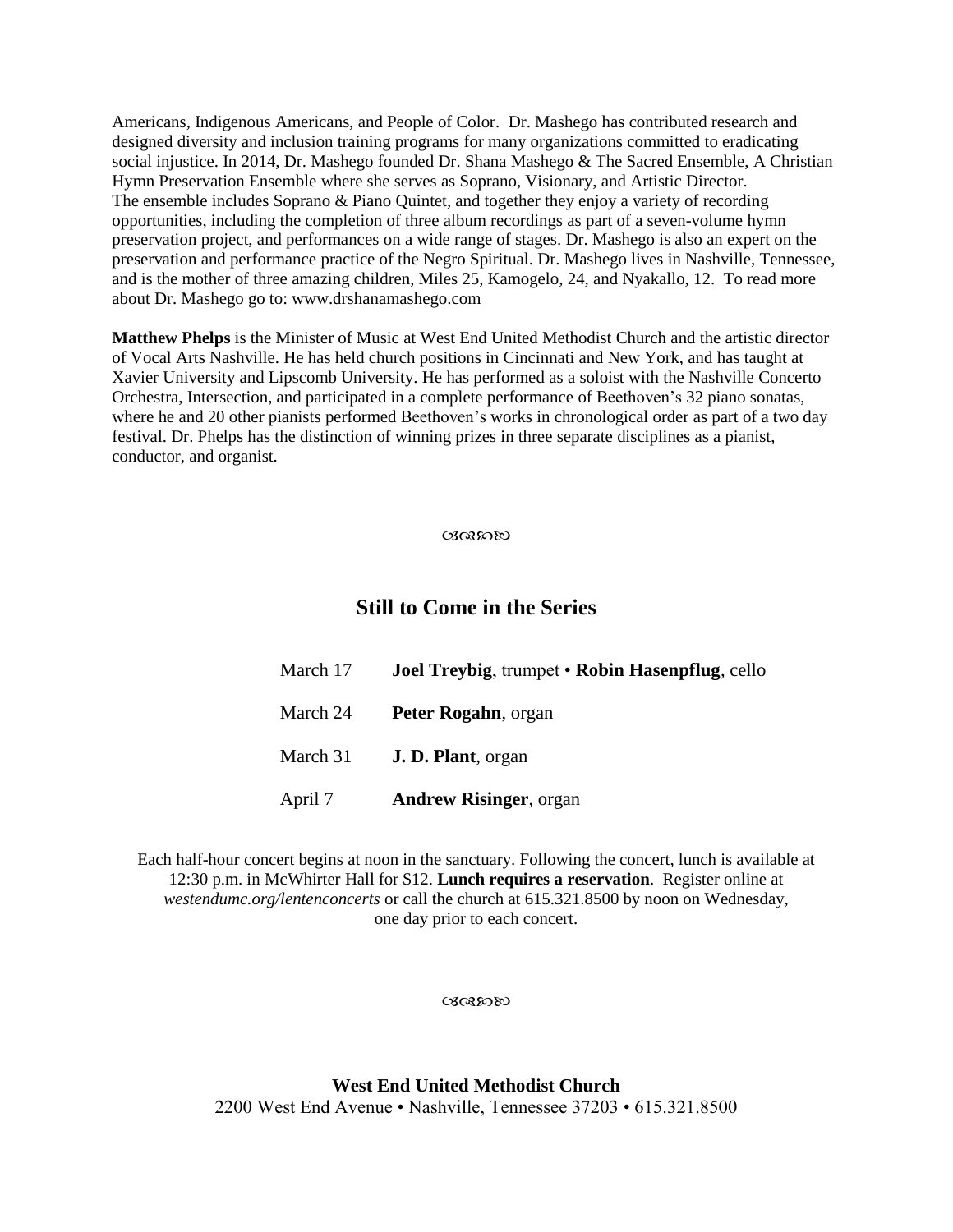Americans, Indigenous Americans, and People of Color. Dr. Mashego has contributed research and designed diversity and inclusion training programs for many organizations committed to eradicating social injustice. In 2014, Dr. Mashego founded Dr. Shana Mashego & The Sacred Ensemble, A Christian Hymn Preservation Ensemble where she serves as Soprano, Visionary, and Artistic Director. The ensemble includes Soprano & Piano Quintet, and together they enjoy a variety of recording opportunities, including the completion of three album recordings as part of a seven-volume hymn preservation project, and performances on a wide range of stages. Dr. Mashego is also an expert on the preservation and performance practice of the Negro Spiritual. Dr. Mashego lives in Nashville, Tennessee, and is the mother of three amazing children, Miles 25, Kamogelo, 24, and Nyakallo, 12. To read more about Dr. Mashego go to: www.drshanamashego.com

**Matthew Phelps** is the Minister of Music at West End United Methodist Church and the artistic director of Vocal Arts Nashville. He has held church positions in Cincinnati and New York, and has taught at Xavier University and Lipscomb University. He has performed as a soloist with the Nashville Concerto Orchestra, Intersection, and participated in a complete performance of Beethoven's 32 piano sonatas, where he and 20 other pianists performed Beethoven's works in chronological order as part of a two day festival. Dr. Phelps has the distinction of winning prizes in three separate disciplines as a pianist, conductor, and organist.

## Still to Come in the Series

| | |
|---|---|
| March 17 | **Joel Treybig**, trumpet • **Robin Hasenpflug**, cello |
| March 24 | **Peter Rogahn**, organ |
| March 31 | **J. D. Plant**, organ |
| April 7 | **Andrew Risinger**, organ |

Each half-hour concert begins at noon in the sanctuary. Following the concert, lunch is available at 12:30 p.m. in McWhirter Hall for $12. **Lunch requires a reservation**. Register online at *westendumc.org/lentenconcerts* or call the church at 615.321.8500 by noon on Wednesday, one day prior to each concert.

**West End United Methodist Church**
2200 West End Avenue • Nashville, Tennessee 37203 • 615.321.8500